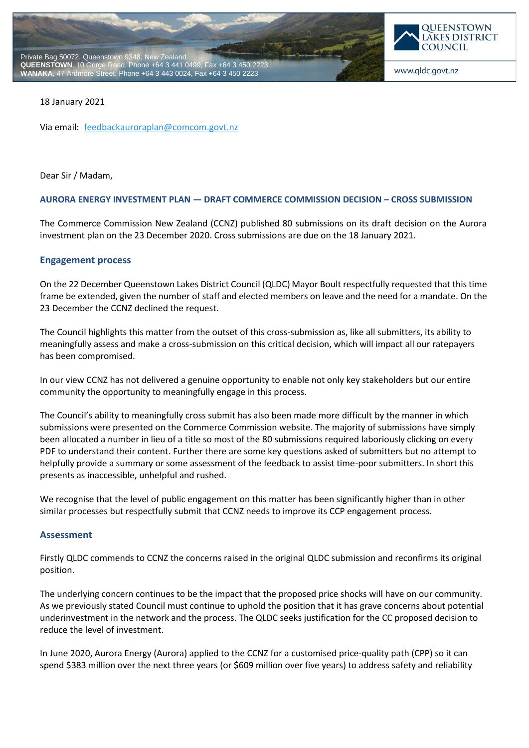Private Bag 50072, Queenstown 9348, New Zealand
**QUEENSTOWN**, 10 Gorge Road, Phone +64 3 441 0499, Fax +64 3 450 2223
**WANAKA**, 47 Ardmore Street, Phone +64 3 443 0024, Fax +64 3 450 2223

QUEENSTOWN LAKES DISTRICT COUNCIL

www.qldc.govt.nz

18 January 2021

Via email: feedbackauroraplan@comcom.govt.nz

Dear Sir / Madam,

**AURORA ENERGY INVESTMENT PLAN — DRAFT COMMERCE COMMISSION DECISION – CROSS SUBMISSION**

The Commerce Commission New Zealand (CCNZ) published 80 submissions on its draft decision on the Aurora investment plan on the 23 December 2020. Cross submissions are due on the 18 January 2021.

## Engagement process

On the 22 December Queenstown Lakes District Council (QLDC) Mayor Boult respectfully requested that this time frame be extended, given the number of staff and elected members on leave and the need for a mandate. On the 23 December the CCNZ declined the request.

The Council highlights this matter from the outset of this cross-submission as, like all submitters, its ability to meaningfully assess and make a cross-submission on this critical decision, which will impact all our ratepayers has been compromised.

In our view CCNZ has not delivered a genuine opportunity to enable not only key stakeholders but our entire community the opportunity to meaningfully engage in this process.

The Council's ability to meaningfully cross submit has also been made more difficult by the manner in which submissions were presented on the Commerce Commission website. The majority of submissions have simply been allocated a number in lieu of a title so most of the 80 submissions required laboriously clicking on every PDF to understand their content. Further there are some key questions asked of submitters but no attempt to helpfully provide a summary or some assessment of the feedback to assist time-poor submitters. In short this presents as inaccessible, unhelpful and rushed.

We recognise that the level of public engagement on this matter has been significantly higher than in other similar processes but respectfully submit that CCNZ needs to improve its CCP engagement process.

## Assessment

Firstly QLDC commends to CCNZ the concerns raised in the original QLDC submission and reconfirms its original position.

The underlying concern continues to be the impact that the proposed price shocks will have on our community. As we previously stated Council must continue to uphold the position that it has grave concerns about potential underinvestment in the network and the process. The QLDC seeks justification for the CC proposed decision to reduce the level of investment.

In June 2020, Aurora Energy (Aurora) applied to the CCNZ for a customised price-quality path (CPP) so it can spend $383 million over the next three years (or $609 million over five years) to address safety and reliability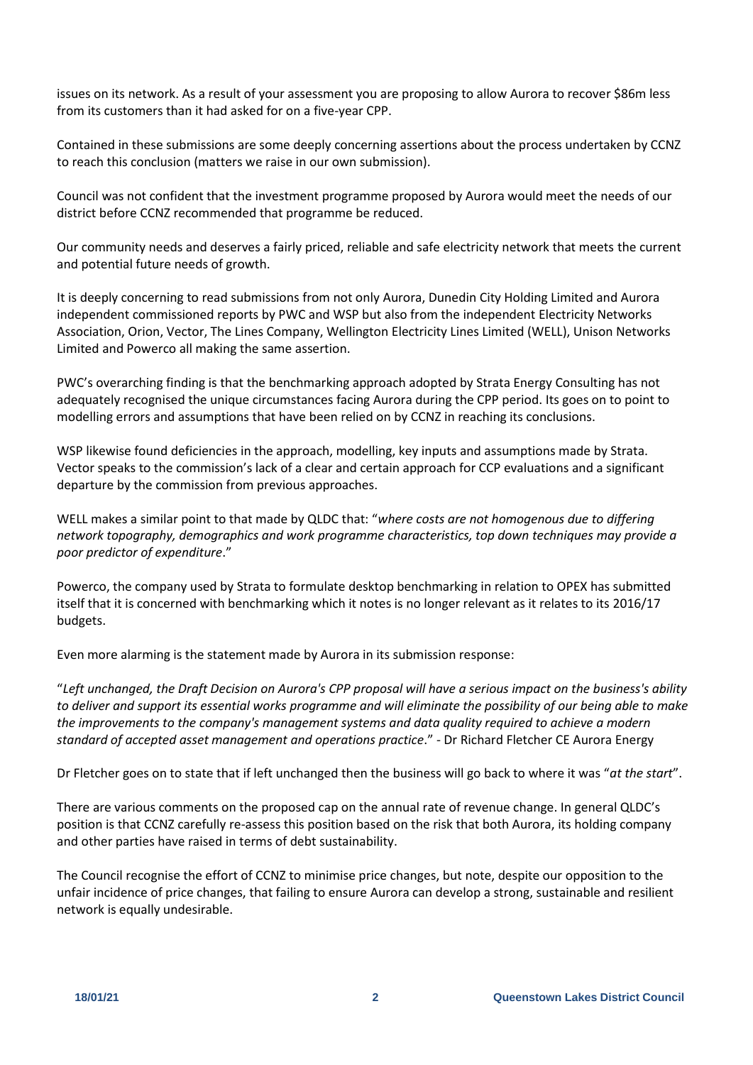issues on its network. As a result of your assessment you are proposing to allow Aurora to recover $86m less from its customers than it had asked for on a five-year CPP.

Contained in these submissions are some deeply concerning assertions about the process undertaken by CCNZ to reach this conclusion (matters we raise in our own submission).

Council was not confident that the investment programme proposed by Aurora would meet the needs of our district before CCNZ recommended that programme be reduced.

Our community needs and deserves a fairly priced, reliable and safe electricity network that meets the current and potential future needs of growth.

It is deeply concerning to read submissions from not only Aurora, Dunedin City Holding Limited and Aurora independent commissioned reports by PWC and WSP but also from the independent Electricity Networks Association, Orion, Vector, The Lines Company, Wellington Electricity Lines Limited (WELL), Unison Networks Limited and Powerco all making the same assertion.

PWC's overarching finding is that the benchmarking approach adopted by Strata Energy Consulting has not adequately recognised the unique circumstances facing Aurora during the CPP period. Its goes on to point to modelling errors and assumptions that have been relied on by CCNZ in reaching its conclusions.

WSP likewise found deficiencies in the approach, modelling, key inputs and assumptions made by Strata. Vector speaks to the commission's lack of a clear and certain approach for CCP evaluations and a significant departure by the commission from previous approaches.

WELL makes a similar point to that made by QLDC that: "*where costs are not homogenous due to differing network topography, demographics and work programme characteristics, top down techniques may provide a poor predictor of expenditure*."

Powerco, the company used by Strata to formulate desktop benchmarking in relation to OPEX has submitted itself that it is concerned with benchmarking which it notes is no longer relevant as it relates to its 2016/17 budgets.

Even more alarming is the statement made by Aurora in its submission response:

"*Left unchanged, the Draft Decision on Aurora's CPP proposal will have a serious impact on the business's ability to deliver and support its essential works programme and will eliminate the possibility of our being able to make the improvements to the company's management systems and data quality required to achieve a modern standard of accepted asset management and operations practice*." - Dr Richard Fletcher CE Aurora Energy

Dr Fletcher goes on to state that if left unchanged then the business will go back to where it was "*at the start*".

There are various comments on the proposed cap on the annual rate of revenue change. In general QLDC's position is that CCNZ carefully re-assess this position based on the risk that both Aurora, its holding company and other parties have raised in terms of debt sustainability.

The Council recognise the effort of CCNZ to minimise price changes, but note, despite our opposition to the unfair incidence of price changes, that failing to ensure Aurora can develop a strong, sustainable and resilient network is equally undesirable.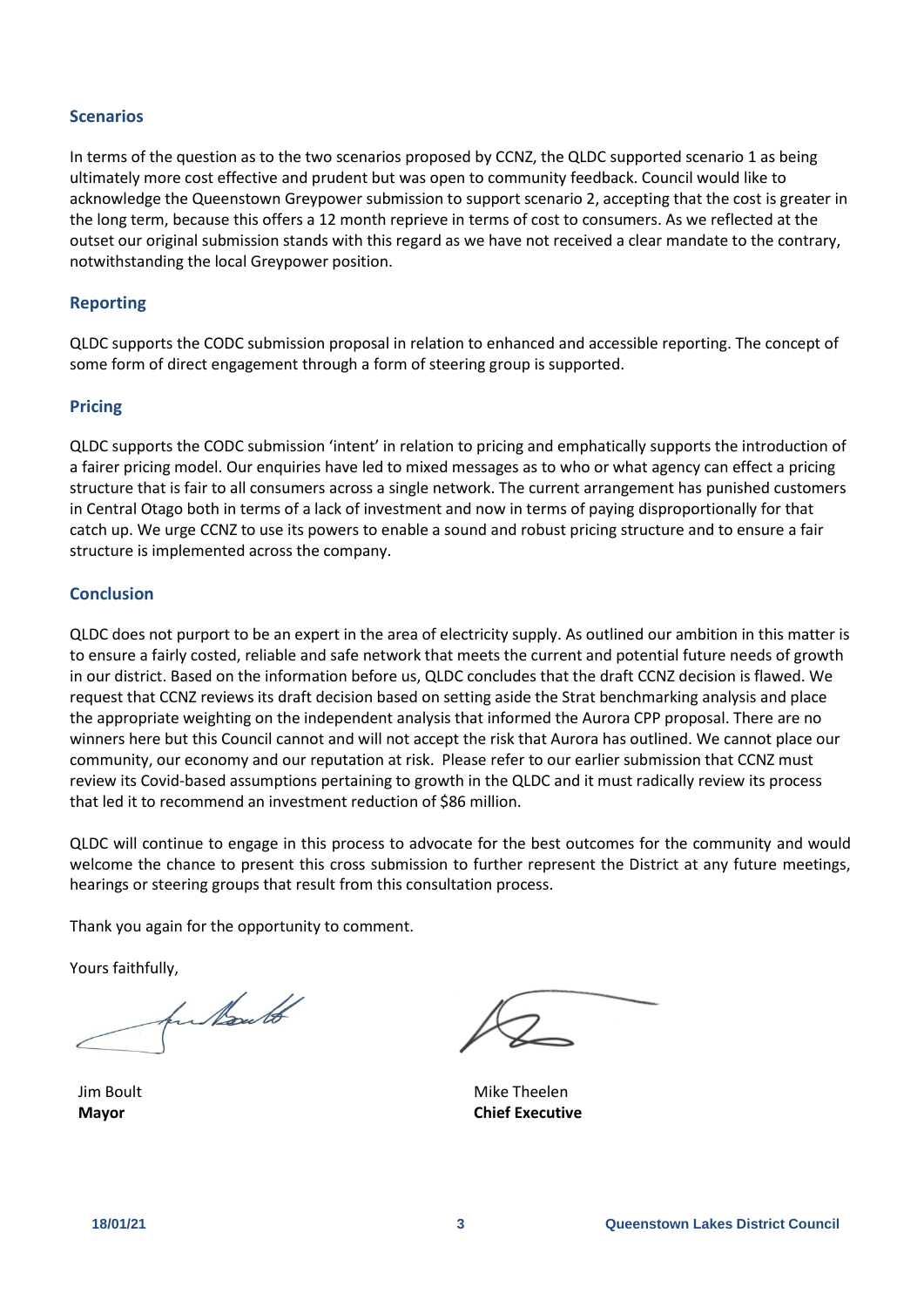## Scenarios

In terms of the question as to the two scenarios proposed by CCNZ, the QLDC supported scenario 1 as being ultimately more cost effective and prudent but was open to community feedback. Council would like to acknowledge the Queenstown Greypower submission to support scenario 2, accepting that the cost is greater in the long term, because this offers a 12 month reprieve in terms of cost to consumers. As we reflected at the outset our original submission stands with this regard as we have not received a clear mandate to the contrary, notwithstanding the local Greypower position.

## Reporting

QLDC supports the CODC submission proposal in relation to enhanced and accessible reporting. The concept of some form of direct engagement through a form of steering group is supported.

## Pricing

QLDC supports the CODC submission 'intent' in relation to pricing and emphatically supports the introduction of a fairer pricing model. Our enquiries have led to mixed messages as to who or what agency can effect a pricing structure that is fair to all consumers across a single network. The current arrangement has punished customers in Central Otago both in terms of a lack of investment and now in terms of paying disproportionally for that catch up. We urge CCNZ to use its powers to enable a sound and robust pricing structure and to ensure a fair structure is implemented across the company.

## Conclusion

QLDC does not purport to be an expert in the area of electricity supply. As outlined our ambition in this matter is to ensure a fairly costed, reliable and safe network that meets the current and potential future needs of growth in our district. Based on the information before us, QLDC concludes that the draft CCNZ decision is flawed. We request that CCNZ reviews its draft decision based on setting aside the Strat benchmarking analysis and place the appropriate weighting on the independent analysis that informed the Aurora CPP proposal. There are no winners here but this Council cannot and will not accept the risk that Aurora has outlined. We cannot place our community, our economy and our reputation at risk. Please refer to our earlier submission that CCNZ must review its Covid-based assumptions pertaining to growth in the QLDC and it must radically review its process that led it to recommend an investment reduction of $86 million.

QLDC will continue to engage in this process to advocate for the best outcomes for the community and would welcome the chance to present this cross submission to further represent the District at any future meetings, hearings or steering groups that result from this consultation process.

Thank you again for the opportunity to comment.

Yours faithfully,

Jim Boult
**Mayor**

Mike Theelen
**Chief Executive**